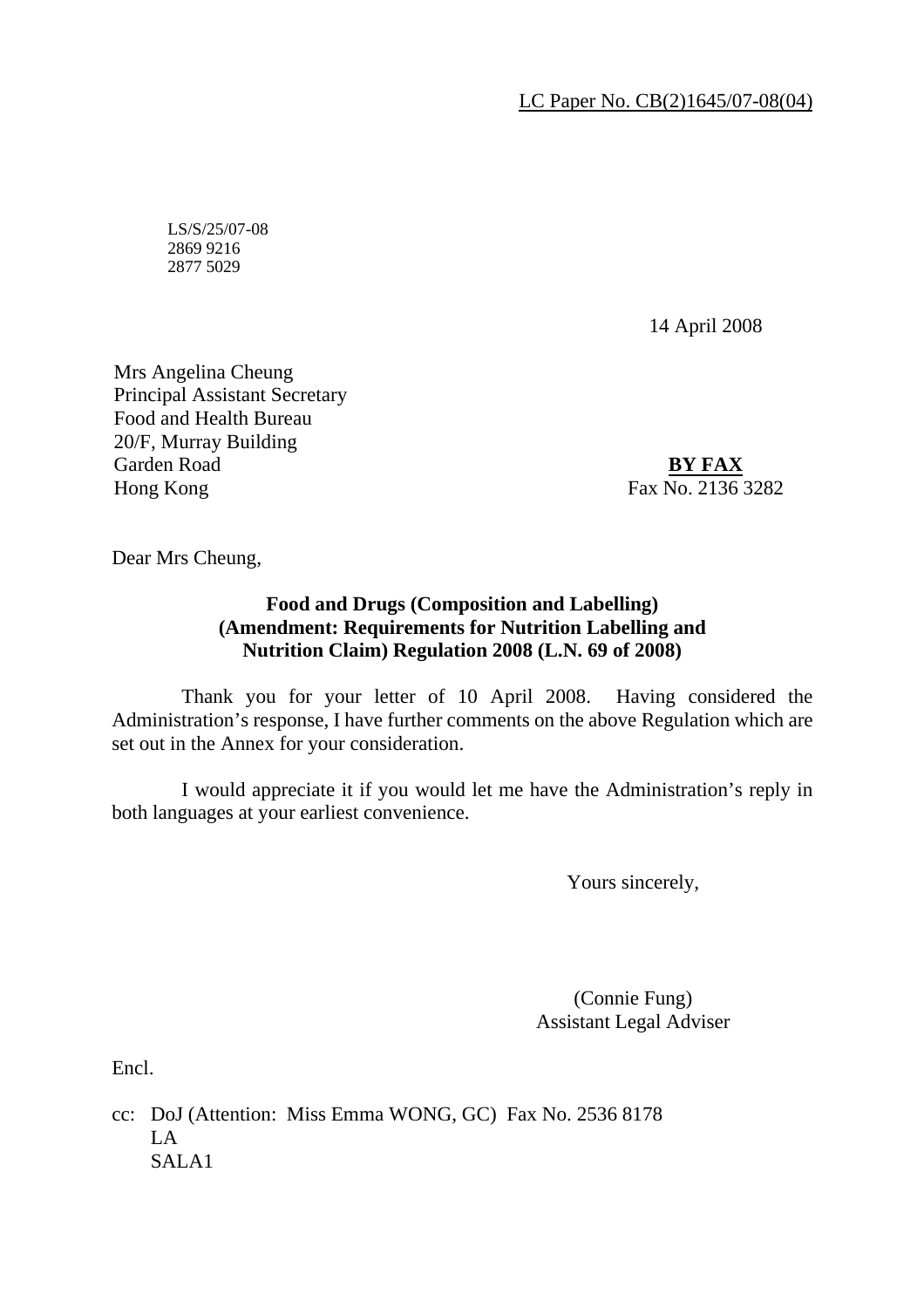LC Paper No. CB(2)1645/07-08(04)

LS/S/25/07-08
2869 9216
2877 5029

14 April 2008

Mrs Angelina Cheung
Principal Assistant Secretary
Food and Health Bureau
20/F, Murray Building
Garden Road
Hong Kong

**BY FAX**
Fax No. 2136 3282

Dear Mrs Cheung,

**Food and Drugs (Composition and Labelling) (Amendment: Requirements for Nutrition Labelling and Nutrition Claim) Regulation 2008 (L.N. 69 of 2008)**

Thank you for your letter of 10 April 2008. Having considered the Administration's response, I have further comments on the above Regulation which are set out in the Annex for your consideration.

I would appreciate it if you would let me have the Administration's reply in both languages at your earliest convenience.

Yours sincerely,

(Connie Fung)
Assistant Legal Adviser

Encl.

cc: DoJ (Attention: Miss Emma WONG, GC) Fax No. 2536 8178
LA
SALA1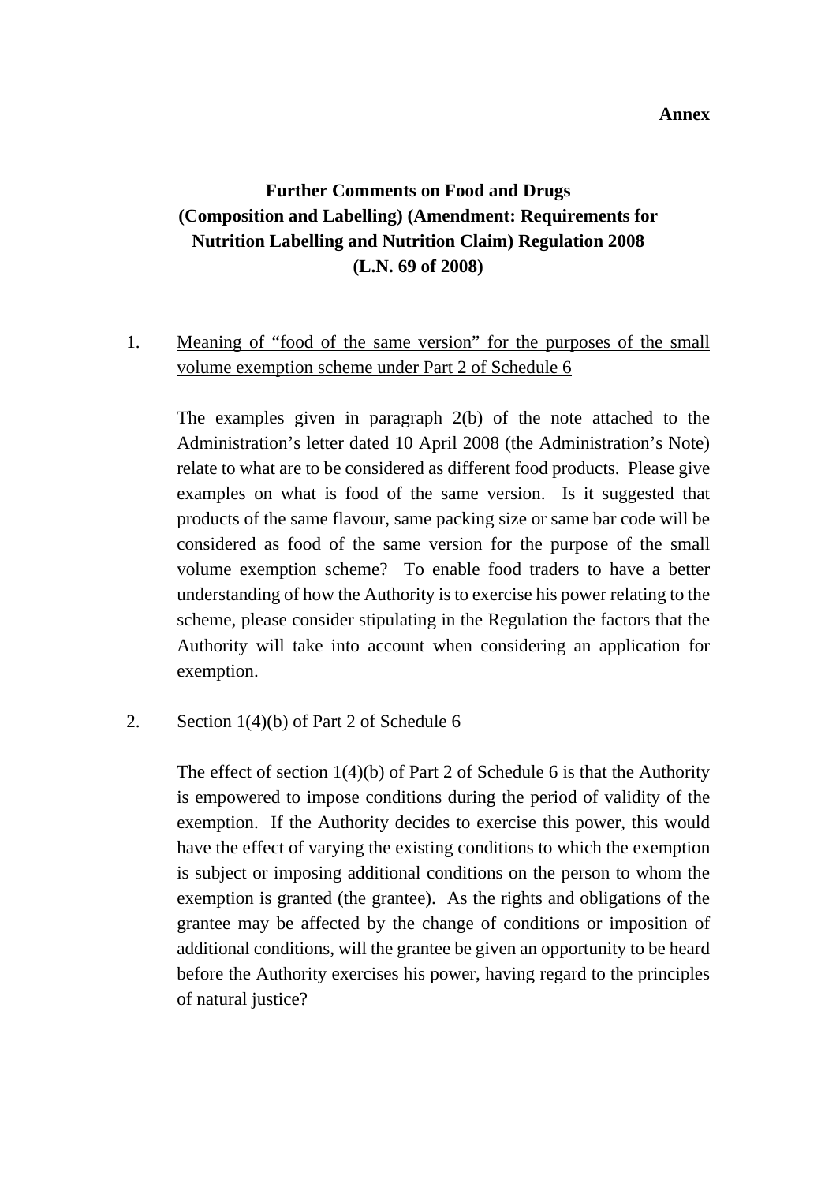**Annex**

# Further Comments on Food and Drugs (Composition and Labelling) (Amendment: Requirements for Nutrition Labelling and Nutrition Claim) Regulation 2008 (L.N. 69 of 2008)

1. <u>Meaning of "food of the same version" for the purposes of the small volume exemption scheme under Part 2 of Schedule 6</u>

   The examples given in paragraph 2(b) of the note attached to the Administration's letter dated 10 April 2008 (the Administration's Note) relate to what are to be considered as different food products. Please give examples on what is food of the same version. Is it suggested that products of the same flavour, same packing size or same bar code will be considered as food of the same version for the purpose of the small volume exemption scheme? To enable food traders to have a better understanding of how the Authority is to exercise his power relating to the scheme, please consider stipulating in the Regulation the factors that the Authority will take into account when considering an application for exemption.

2. <u>Section 1(4)(b) of Part 2 of Schedule 6</u>

   The effect of section 1(4)(b) of Part 2 of Schedule 6 is that the Authority is empowered to impose conditions during the period of validity of the exemption. If the Authority decides to exercise this power, this would have the effect of varying the existing conditions to which the exemption is subject or imposing additional conditions on the person to whom the exemption is granted (the grantee). As the rights and obligations of the grantee may be affected by the change of conditions or imposition of additional conditions, will the grantee be given an opportunity to be heard before the Authority exercises his power, having regard to the principles of natural justice?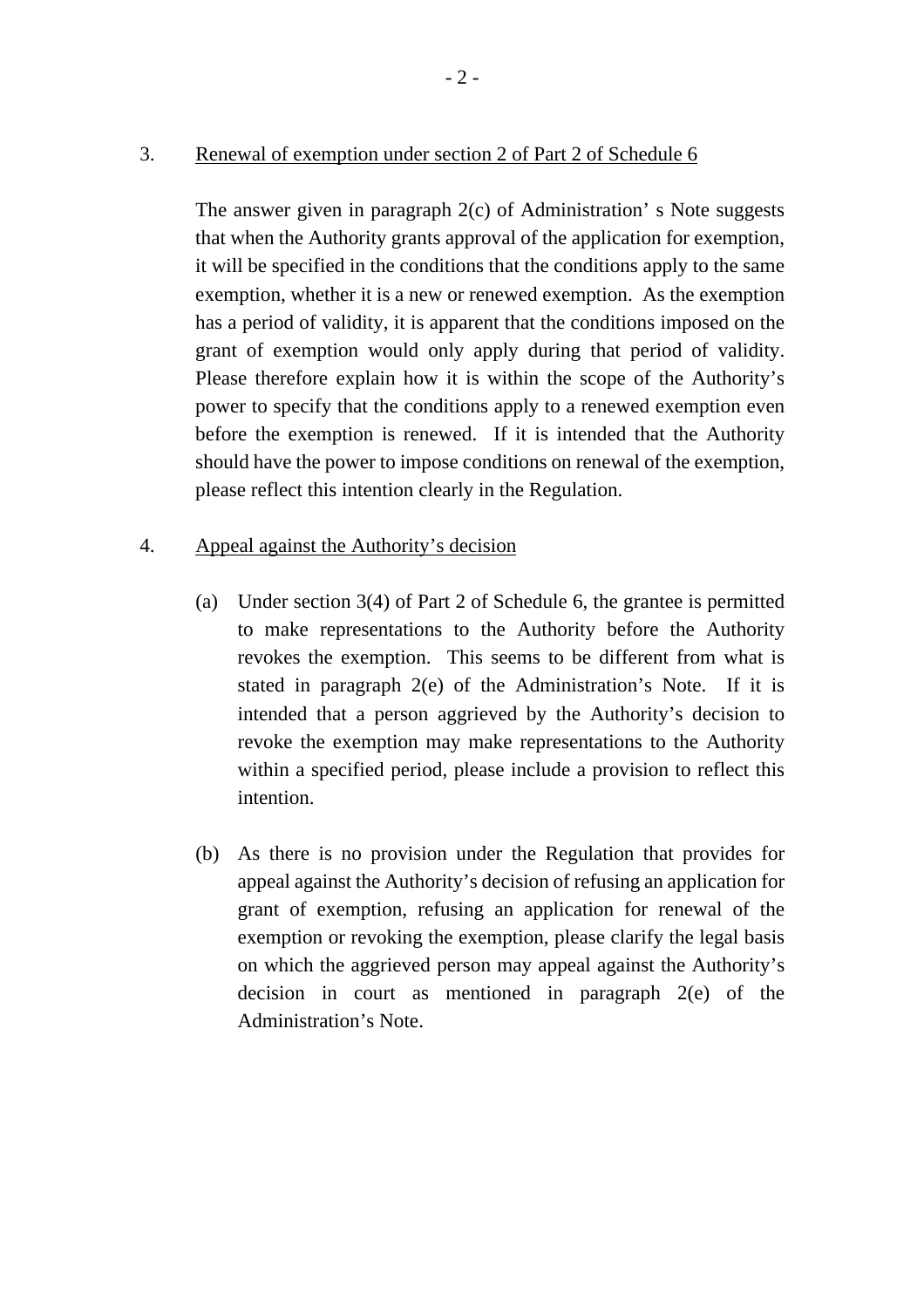3. <u>Renewal of exemption under section 2 of Part 2 of Schedule 6</u>

   The answer given in paragraph 2(c) of Administration' s Note suggests that when the Authority grants approval of the application for exemption, it will be specified in the conditions that the conditions apply to the same exemption, whether it is a new or renewed exemption. As the exemption has a period of validity, it is apparent that the conditions imposed on the grant of exemption would only apply during that period of validity. Please therefore explain how it is within the scope of the Authority's power to specify that the conditions apply to a renewed exemption even before the exemption is renewed. If it is intended that the Authority should have the power to impose conditions on renewal of the exemption, please reflect this intention clearly in the Regulation.

4. <u>Appeal against the Authority's decision</u>

   (a) Under section 3(4) of Part 2 of Schedule 6, the grantee is permitted to make representations to the Authority before the Authority revokes the exemption. This seems to be different from what is stated in paragraph 2(e) of the Administration's Note. If it is intended that a person aggrieved by the Authority's decision to revoke the exemption may make representations to the Authority within a specified period, please include a provision to reflect this intention.

   (b) As there is no provision under the Regulation that provides for appeal against the Authority's decision of refusing an application for grant of exemption, refusing an application for renewal of the exemption or revoking the exemption, please clarify the legal basis on which the aggrieved person may appeal against the Authority's decision in court as mentioned in paragraph 2(e) of the Administration's Note.